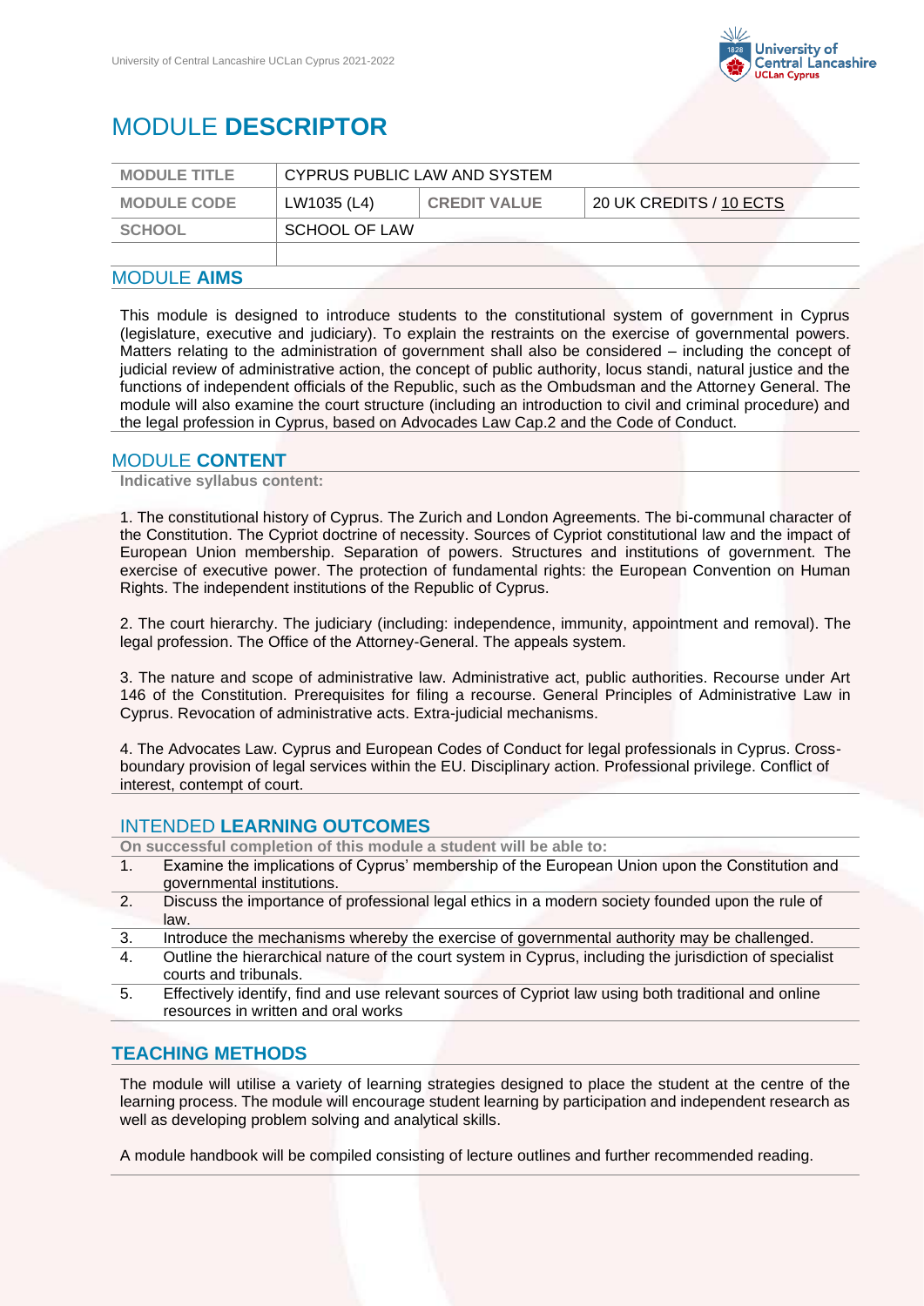# MODULE **DESCRIPTOR**

| MODULE TITLE | CYPRUS PUBLIC LAW AND SYSTEM | | |
|---|---|---|---|
| MODULE CODE | LW1035 (L4) | CREDIT VALUE | 20 UK CREDITS / 10 ECTS |
| SCHOOL | SCHOOL OF LAW | | |
| | | | |

## MODULE **AIMS**

This module is designed to introduce students to the constitutional system of government in Cyprus (legislature, executive and judiciary). To explain the restraints on the exercise of governmental powers. Matters relating to the administration of government shall also be considered – including the concept of judicial review of administrative action, the concept of public authority, locus standi, natural justice and the functions of independent officials of the Republic, such as the Ombudsman and the Attorney General. The module will also examine the court structure (including an introduction to civil and criminal procedure) and the legal profession in Cyprus, based on Advocades Law Cap.2 and the Code of Conduct.

## MODULE **CONTENT**

**Indicative syllabus content:**

1. The constitutional history of Cyprus. The Zurich and London Agreements. The bi-communal character of the Constitution. The Cypriot doctrine of necessity. Sources of Cypriot constitutional law and the impact of European Union membership. Separation of powers. Structures and institutions of government. The exercise of executive power. The protection of fundamental rights: the European Convention on Human Rights. The independent institutions of the Republic of Cyprus.

2. The court hierarchy. The judiciary (including: independence, immunity, appointment and removal). The legal profession. The Office of the Attorney-General. The appeals system.

3. The nature and scope of administrative law. Administrative act, public authorities. Recourse under Art 146 of the Constitution. Prerequisites for filing a recourse. General Principles of Administrative Law in Cyprus. Revocation of administrative acts. Extra-judicial mechanisms.

4. The Advocates Law. Cyprus and European Codes of Conduct for legal professionals in Cyprus. Cross-boundary provision of legal services within the EU. Disciplinary action. Professional privilege. Conflict of interest, contempt of court.

## INTENDED **LEARNING OUTCOMES**

**On successful completion of this module a student will be able to:**

1. Examine the implications of Cyprus' membership of the European Union upon the Constitution and governmental institutions.
2. Discuss the importance of professional legal ethics in a modern society founded upon the rule of law.
3. Introduce the mechanisms whereby the exercise of governmental authority may be challenged.
4. Outline the hierarchical nature of the court system in Cyprus, including the jurisdiction of specialist courts and tribunals.
5. Effectively identify, find and use relevant sources of Cypriot law using both traditional and online resources in written and oral works

## **TEACHING METHODS**

The module will utilise a variety of learning strategies designed to place the student at the centre of the learning process. The module will encourage student learning by participation and independent research as well as developing problem solving and analytical skills.

A module handbook will be compiled consisting of lecture outlines and further recommended reading.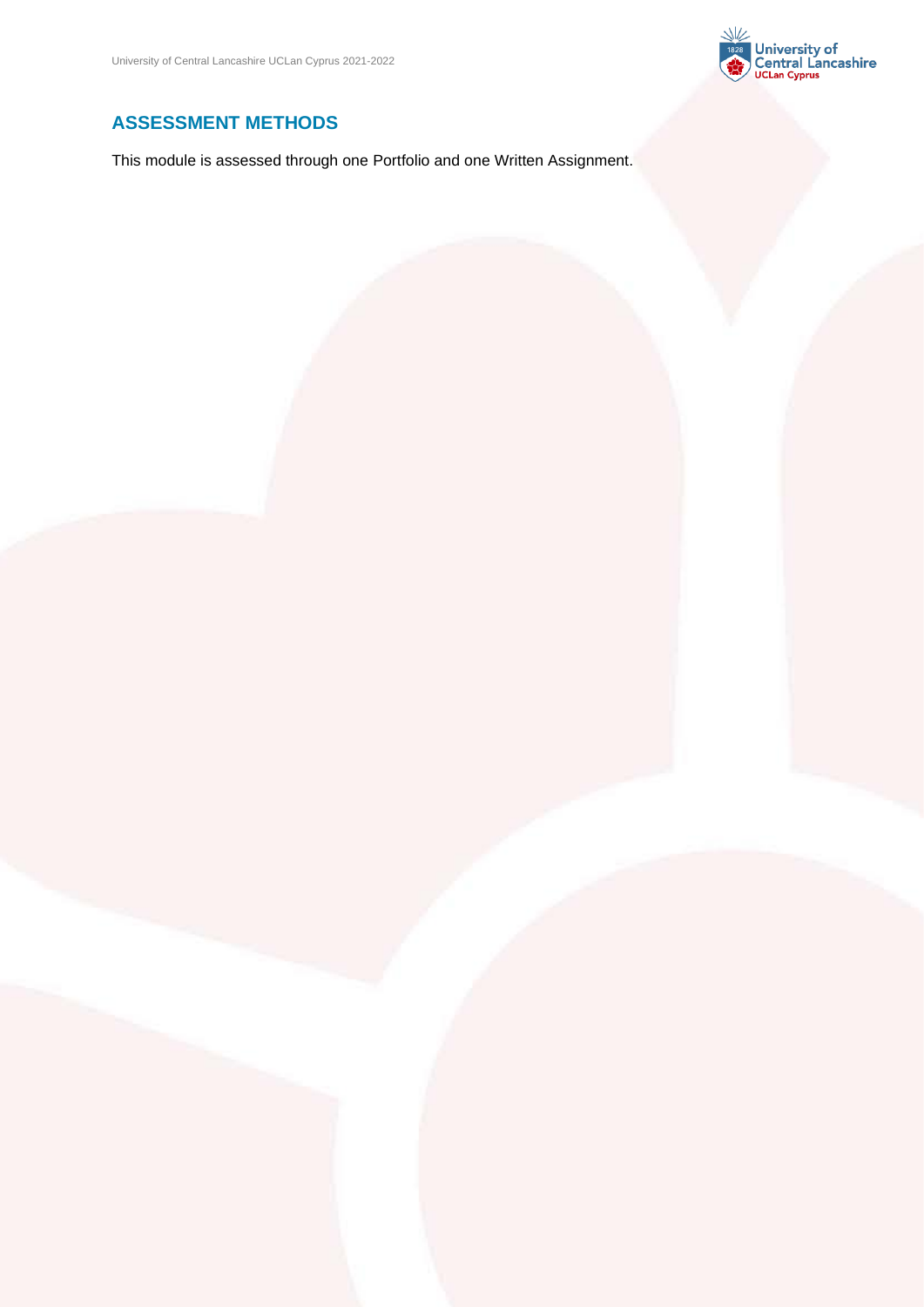## ASSESSMENT METHODS

This module is assessed through one Portfolio and one Written Assignment.